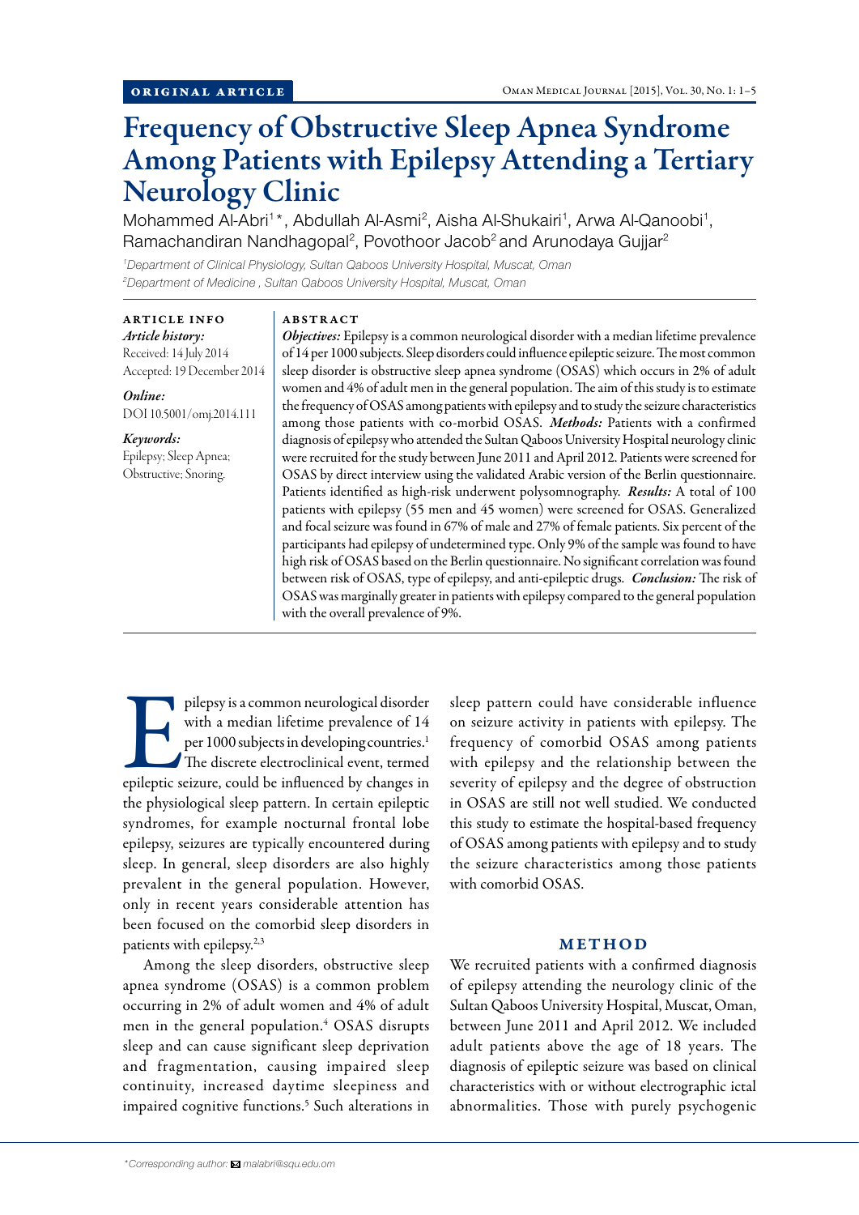ORIGINAL ARTICLE

# Frequency of Obstructive Sleep Apnea Syndrome Among Patients with Epilepsy Attending a Tertiary Neurology Clinic

Mohammed Al-Abri[1]*, Abdullah Al-Asmi[2], Aisha Al-Shukairi[1], Arwa Al-Qanoobi[1], Ramachandiran Nandhagopal[2], Povothoor Jacob[2] and Arunodaya Gujjar[2]

*[1]Department of Clinical Physiology, Sultan Qaboos University Hospital, Muscat, Oman*
*[2]Department of Medicine , Sultan Qaboos University Hospital, Muscat, Oman*

**ARTICLE INFO**

*Article history:*
Received: 14 July 2014
Accepted: 19 December 2014

*Online:*
DOI 10.5001/omj.2014.111

*Keywords:*
Epilepsy; Sleep Apnea; Obstructive; Snoring.

**ABSTRACT**

***Objectives:*** Epilepsy is a common neurological disorder with a median lifetime prevalence of 14 per 1000 subjects. Sleep disorders could influence epileptic seizure. The most common sleep disorder is obstructive sleep apnea syndrome (OSAS) which occurs in 2% of adult women and 4% of adult men in the general population. The aim of this study is to estimate the frequency of OSAS among patients with epilepsy and to study the seizure characteristics among those patients with co-morbid OSAS. ***Methods:*** Patients with a confirmed diagnosis of epilepsy who attended the Sultan Qaboos University Hospital neurology clinic were recruited for the study between June 2011 and April 2012. Patients were screened for OSAS by direct interview using the validated Arabic version of the Berlin questionnaire. Patients identified as high-risk underwent polysomnography. ***Results:*** A total of 100 patients with epilepsy (55 men and 45 women) were screened for OSAS. Generalized and focal seizure was found in 67% of male and 27% of female patients. Six percent of the participants had epilepsy of undetermined type. Only 9% of the sample was found to have high risk of OSAS based on the Berlin questionnaire. No significant correlation was found between risk of OSAS, type of epilepsy, and anti-epileptic drugs. ***Conclusion:*** The risk of OSAS was marginally greater in patients with epilepsy compared to the general population with the overall prevalence of 9%.

Epilepsy is a common neurological disorder with a median lifetime prevalence of 14 per 1000 subjects in developing countries.[1] The discrete electroclinical event, termed epileptic seizure, could be influenced by changes in the physiological sleep pattern. In certain epileptic syndromes, for example nocturnal frontal lobe epilepsy, seizures are typically encountered during sleep. In general, sleep disorders are also highly prevalent in the general population. However, only in recent years considerable attention has been focused on the comorbid sleep disorders in patients with epilepsy.[2,3]

Among the sleep disorders, obstructive sleep apnea syndrome (OSAS) is a common problem occurring in 2% of adult women and 4% of adult men in the general population.[4] OSAS disrupts sleep and can cause significant sleep deprivation and fragmentation, causing impaired sleep continuity, increased daytime sleepiness and impaired cognitive functions.[5] Such alterations in sleep pattern could have considerable influence on seizure activity in patients with epilepsy. The frequency of comorbid OSAS among patients with epilepsy and the relationship between the severity of epilepsy and the degree of obstruction in OSAS are still not well studied. We conducted this study to estimate the hospital-based frequency of OSAS among patients with epilepsy and to study the seizure characteristics among those patients with comorbid OSAS.

## METHOD

We recruited patients with a confirmed diagnosis of epilepsy attending the neurology clinic of the Sultan Qaboos University Hospital, Muscat, Oman, between June 2011 and April 2012. We included adult patients above the age of 18 years. The diagnosis of epileptic seizure was based on clinical characteristics with or without electrographic ictal abnormalities. Those with purely psychogenic

*\*Corresponding author: malabri@squ.edu.om*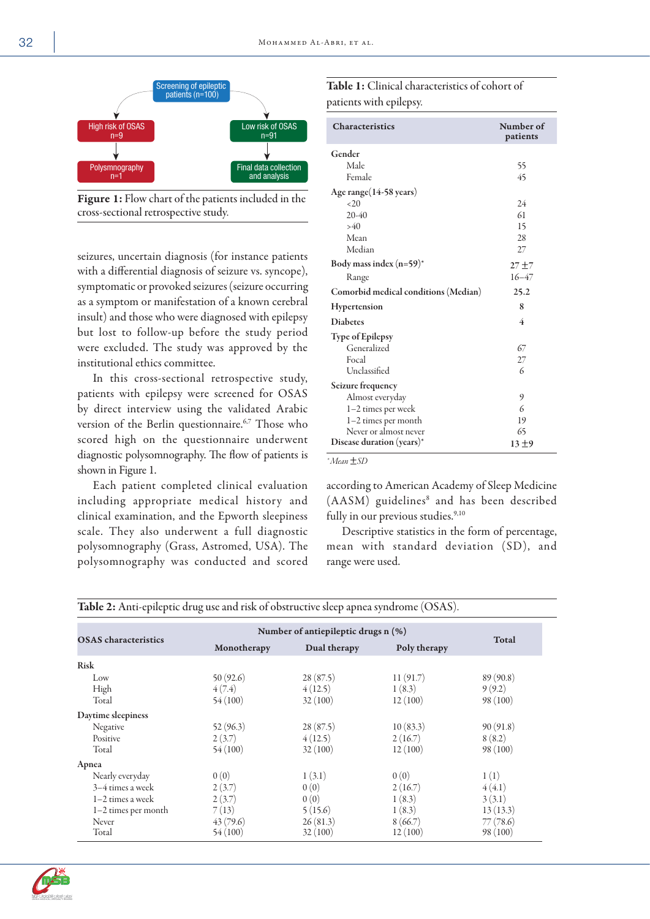Screening of epileptic patients (n=100)

High risk of OSAS n=9 → Polysmnography n=1

Low risk of OSAS n=91 → Final data collection and analysis

**Figure 1:** Flow chart of the patients included in the cross-sectional retrospective study.

seizures, uncertain diagnosis (for instance patients with a differential diagnosis of seizure vs. syncope), symptomatic or provoked seizures (seizure occurring as a symptom or manifestation of a known cerebral insult) and those who were diagnosed with epilepsy but lost to follow-up before the study period were excluded. The study was approved by the institutional ethics committee.

In this cross-sectional retrospective study, patients with epilepsy were screened for OSAS by direct interview using the validated Arabic version of the Berlin questionnaire.[6,7] Those who scored high on the questionnaire underwent diagnostic polysomnography. The flow of patients is shown in Figure 1.

Each patient completed clinical evaluation including appropriate medical history and clinical examination, and the Epworth sleepiness scale. They also underwent a full diagnostic polysomnography (Grass, Astromed, USA). The polysomnography was conducted and scored according to American Academy of Sleep Medicine (AASM) guidelines[8] and has been described fully in our previous studies.[9,10]

Descriptive statistics in the form of percentage, mean with standard deviation (SD), and range were used.

**Table 1:** Clinical characteristics of cohort of patients with epilepsy.

| Characteristics | Number of patients |
|---|---|
| **Gender** | |
| Male | 55 |
| Female | 45 |
| **Age range(14-58 years)** | |
| <20 | 24 |
| 20-40 | 61 |
| >40 | 15 |
| Mean | 28 |
| Median | 27 |
| **Body mass index (n=59)*** | 27 ±7 |
| Range | 16–47 |
| **Comorbid medical conditions (Median)** | 25.2 |
| **Hypertension** | 8 |
| **Diabetes** | 4 |
| **Type of Epilepsy** | |
| Generalized | 67 |
| Focal | 27 |
| Unclassified | 6 |
| **Seizure frequency** | |
| Almost everyday | 9 |
| 1–2 times per week | 6 |
| 1–2 times per month | 19 |
| Never or almost never | 65 |
| **Disease duration (years)*** | 13 ±9 |

*Mean ±SD

**Table 2:** Anti-epileptic drug use and risk of obstructive sleep apnea syndrome (OSAS).

| OSAS characteristics | Number of antiepileptic drugs n (%) | | | Total |
|---|---|---|---|---|
| | Monotherapy | Dual therapy | Poly therapy | |
| **Risk** | | | | |
| Low | 50 (92.6) | 28 (87.5) | 11 (91.7) | 89 (90.8) |
| High | 4 (7.4) | 4 (12.5) | 1 (8.3) | 9 (9.2) |
| Total | 54 (100) | 32 (100) | 12 (100) | 98 (100) |
| **Daytime sleepiness** | | | | |
| Negative | 52 (96.3) | 28 (87.5) | 10 (83.3) | 90 (91.8) |
| Positive | 2 (3.7) | 4 (12.5) | 2 (16.7) | 8 (8.2) |
| Total | 54 (100) | 32 (100) | 12 (100) | 98 (100) |
| **Apnea** | | | | |
| Nearly everyday | 0 (0) | 1 (3.1) | 0 (0) | 1 (1) |
| 3–4 times a week | 2 (3.7) | 0 (0) | 2 (16.7) | 4 (4.1) |
| 1–2 times a week | 2 (3.7) | 0 (0) | 1 (8.3) | 3 (3.1) |
| 1–2 times per month | 7 (13) | 5 (15.6) | 1 (8.3) | 13 (13.3) |
| Never | 43 (79.6) | 26 (81.3) | 8 (66.7) | 77 (78.6) |
| Total | 54 (100) | 32 (100) | 12 (100) | 98 (100) |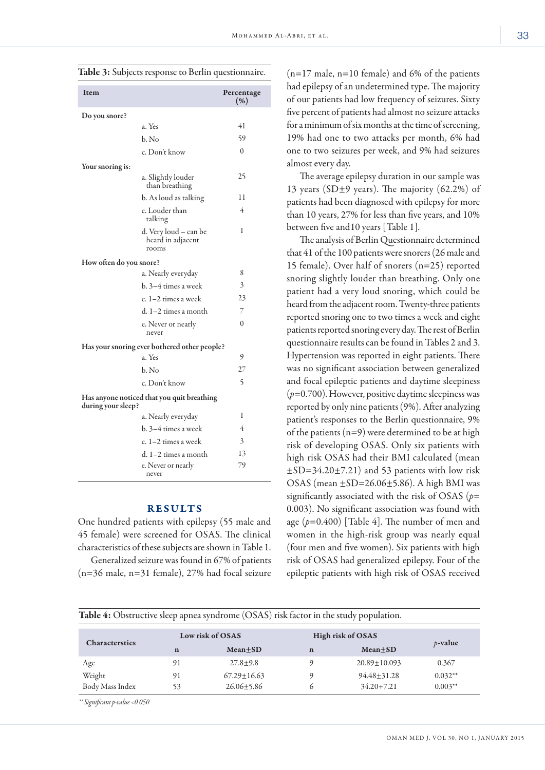**Table 3:** Subjects response to Berlin questionnaire.

| Item | | Percentage (%) |
|---|---|---|
| **Do you snore?** | | |
| | a. Yes | 41 |
| | b. No | 59 |
| | c. Don't know | 0 |
| **Your snoring is:** | | |
| | a. Slightly louder than breathing | 25 |
| | b. As loud as talking | 11 |
| | c. Louder than talking | 4 |
| | d. Very loud – can be heard in adjacent rooms | 1 |
| **How often do you snore?** | | |
| | a. Nearly everyday | 8 |
| | b. 3–4 times a week | 3 |
| | c. 1–2 times a week | 23 |
| | d. 1–2 times a month | 7 |
| | e. Never or nearly never | 0 |
| **Has your snoring ever bothered other people?** | | |
| | a. Yes | 9 |
| | b. No | 27 |
| | c. Don't know | 5 |
| **Has anyone noticed that you quit breathing during your sleep?** | | |
| | a. Nearly everyday | 1 |
| | b. 3–4 times a week | 4 |
| | c. 1–2 times a week | 3 |
| | d. 1–2 times a month | 13 |
| | e. Never or nearly never | 79 |

## RESULTS

One hundred patients with epilepsy (55 male and 45 female) were screened for OSAS. The clinical characteristics of these subjects are shown in Table 1.

Generalized seizure was found in 67% of patients (n=36 male, n=31 female), 27% had focal seizure (n=17 male, n=10 female) and 6% of the patients had epilepsy of an undetermined type. The majority of our patients had low frequency of seizures. Sixty five percent of patients had almost no seizure attacks for a minimum of six months at the time of screening, 19% had one to two attacks per month, 6% had one to two seizures per week, and 9% had seizures almost every day.

The average epilepsy duration in our sample was 13 years (SD±9 years). The majority (62.2%) of patients had been diagnosed with epilepsy for more than 10 years, 27% for less than five years, and 10% between five and10 years [Table 1].

The analysis of Berlin Questionnaire determined that 41 of the 100 patients were snorers (26 male and 15 female). Over half of snorers (n=25) reported snoring slightly louder than breathing. Only one patient had a very loud snoring, which could be heard from the adjacent room. Twenty-three patients reported snoring one to two times a week and eight patients reported snoring every day. The rest of Berlin questionnaire results can be found in Tables 2 and 3. Hypertension was reported in eight patients. There was no significant association between generalized and focal epileptic patients and daytime sleepiness ($p$=0.700). However, positive daytime sleepiness was reported by only nine patients (9%). After analyzing patient's responses to the Berlin questionnaire, 9% of the patients (n=9) were determined to be at high risk of developing OSAS. Only six patients with high risk OSAS had their BMI calculated (mean ±SD=34.20±7.21) and 53 patients with low risk OSAS (mean ±SD=26.06±5.86). A high BMI was significantly associated with the risk of OSAS ($p$= 0.003). No significant association was found with age ($p$=0.400) [Table 4]. The number of men and women in the high-risk group was nearly equal (four men and five women). Six patients with high risk of OSAS had generalized epilepsy. Four of the epileptic patients with high risk of OSAS received

**Table 4:** Obstructive sleep apnea syndrome (OSAS) risk factor in the study population.

| Characterstics | Low risk of OSAS | | High risk of OSAS | | $p$-value |
|---|---|---|---|---|---|
| | n | Mean±SD | n | Mean±SD | |
| Age | 91 | 27.8±9.8 | 9 | 20.89±10.093 | 0.367 |
| Weight | 91 | 67.29±16.63 | 9 | 94.48±31.28 | 0.032** |
| Body Mass Index | 53 | 26.06±5.86 | 6 | 34.20+7.21 | 0.003** |

*\*\*Significant p-value <0.050*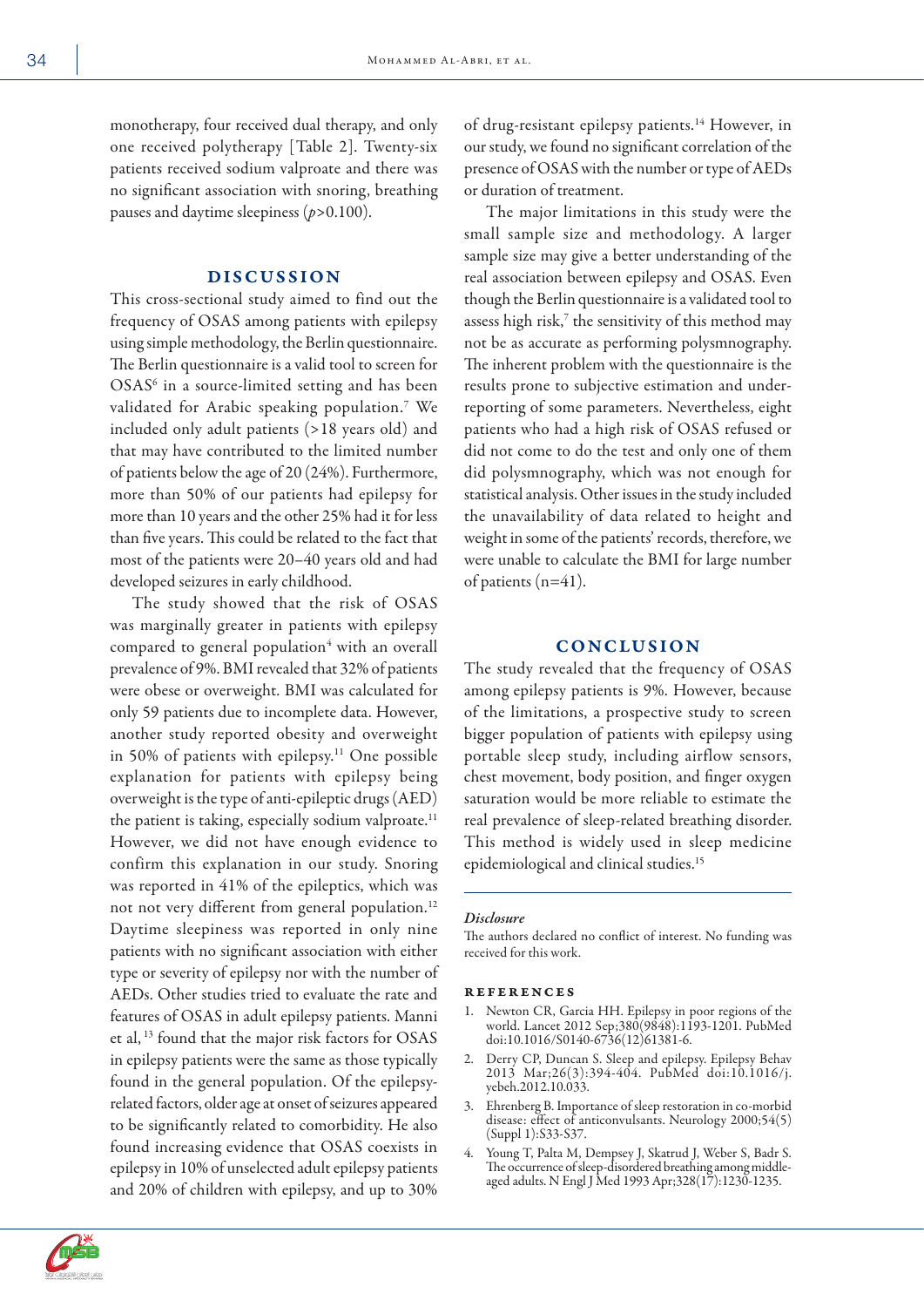monotherapy, four received dual therapy, and only one received polytherapy [Table 2]. Twenty-six patients received sodium valproate and there was no significant association with snoring, breathing pauses and daytime sleepiness ($p$>0.100).

## DISCUSSION

This cross-sectional study aimed to find out the frequency of OSAS among patients with epilepsy using simple methodology, the Berlin questionnaire. The Berlin questionnaire is a valid tool to screen for OSAS[6] in a source-limited setting and has been validated for Arabic speaking population.[7] We included only adult patients (>18 years old) and that may have contributed to the limited number of patients below the age of 20 (24%). Furthermore, more than 50% of our patients had epilepsy for more than 10 years and the other 25% had it for less than five years. This could be related to the fact that most of the patients were 20–40 years old and had developed seizures in early childhood.

The study showed that the risk of OSAS was marginally greater in patients with epilepsy compared to general population[4] with an overall prevalence of 9%. BMI revealed that 32% of patients were obese or overweight. BMI was calculated for only 59 patients due to incomplete data. However, another study reported obesity and overweight in 50% of patients with epilepsy.[11] One possible explanation for patients with epilepsy being overweight is the type of anti-epileptic drugs (AED) the patient is taking, especially sodium valproate.[11] However, we did not have enough evidence to confirm this explanation in our study. Snoring was reported in 41% of the epileptics, which was not not very different from general population.[12] Daytime sleepiness was reported in only nine patients with no significant association with either type or severity of epilepsy nor with the number of AEDs. Other studies tried to evaluate the rate and features of OSAS in adult epilepsy patients. Manni et al, [13] found that the major risk factors for OSAS in epilepsy patients were the same as those typically found in the general population. Of the epilepsy-related factors, older age at onset of seizures appeared to be significantly related to comorbidity. He also found increasing evidence that OSAS coexists in epilepsy in 10% of unselected adult epilepsy patients and 20% of children with epilepsy, and up to 30% of drug-resistant epilepsy patients.[14] However, in our study, we found no significant correlation of the presence of OSAS with the number or type of AEDs or duration of treatment.

The major limitations in this study were the small sample size and methodology. A larger sample size may give a better understanding of the real association between epilepsy and OSAS. Even though the Berlin questionnaire is a validated tool to assess high risk,[7] the sensitivity of this method may not be as accurate as performing polysmnography. The inherent problem with the questionnaire is the results prone to subjective estimation and under-reporting of some parameters. Nevertheless, eight patients who had a high risk of OSAS refused or did not come to do the test and only one of them did polysmnography, which was not enough for statistical analysis. Other issues in the study included the unavailability of data related to height and weight in some of the patients' records, therefore, we were unable to calculate the BMI for large number of patients (n=41).

## CONCLUSION

The study revealed that the frequency of OSAS among epilepsy patients is 9%. However, because of the limitations, a prospective study to screen bigger population of patients with epilepsy using portable sleep study, including airflow sensors, chest movement, body position, and finger oxygen saturation would be more reliable to estimate the real prevalence of sleep-related breathing disorder. This method is widely used in sleep medicine epidemiological and clinical studies.[15]

*Disclosure*

The authors declared no conflict of interest. No funding was received for this work.

### REFERENCES

1. Newton CR, Garcia HH. Epilepsy in poor regions of the world. Lancet 2012 Sep;380(9848):1193-1201. PubMed doi:10.1016/S0140-6736(12)61381-6.
2. Derry CP, Duncan S. Sleep and epilepsy. Epilepsy Behav 2013 Mar;26(3):394-404. PubMed doi:10.1016/j.yebeh.2012.10.033.
3. Ehrenberg B. Importance of sleep restoration in co-morbid disease: effect of anticonvulsants. Neurology 2000;54(5) (Suppl 1):S33-S37.
4. Young T, Palta M, Dempsey J, Skatrud J, Weber S, Badr S. The occurrence of sleep-disordered breathing among middle-aged adults. N Engl J Med 1993 Apr;328(17):1230-1235.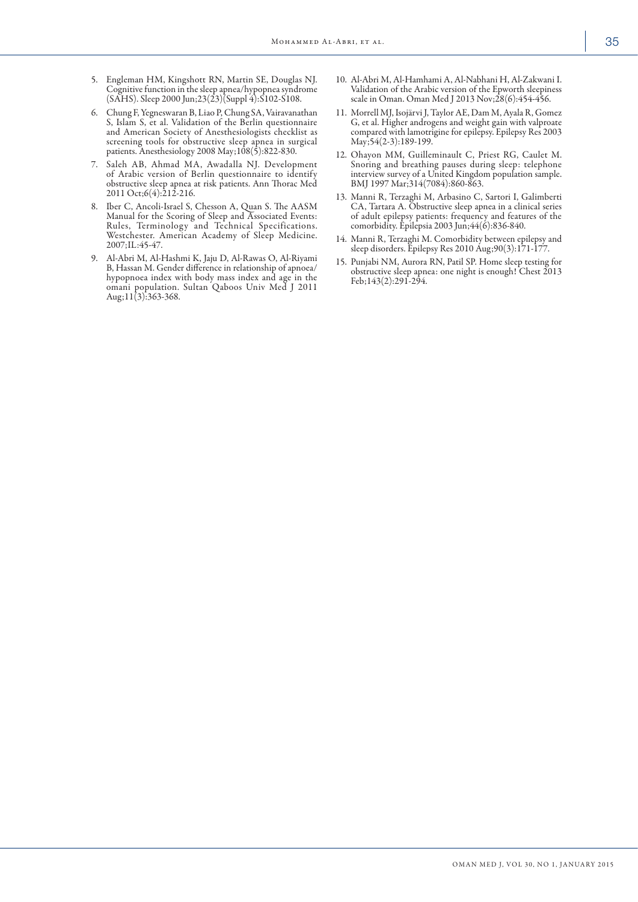5. Engleman HM, Kingshott RN, Martin SE, Douglas NJ. Cognitive function in the sleep apnea/hypopnea syndrome (SAHS). Sleep 2000 Jun;23(23)(Suppl 4):S102-S108.
6. Chung F, Yegneswaran B, Liao P, Chung SA, Vairavanathan S, Islam S, et al. Validation of the Berlin questionnaire and American Society of Anesthesiologists checklist as screening tools for obstructive sleep apnea in surgical patients. Anesthesiology 2008 May;108(5):822-830.
7. Saleh AB, Ahmad MA, Awadalla NJ. Development of Arabic version of Berlin questionnaire to identify obstructive sleep apnea at risk patients. Ann Thorac Med 2011 Oct;6(4):212-216.
8. Iber C, Ancoli-Israel S, Chesson A, Quan S. The AASM Manual for the Scoring of Sleep and Associated Events: Rules, Terminology and Technical Specifications. Westchester. American Academy of Sleep Medicine. 2007;IL:45-47.
9. Al-Abri M, Al-Hashmi K, Jaju D, Al-Rawas O, Al-Riyami B, Hassan M. Gender difference in relationship of apnoea/hypopnoea index with body mass index and age in the omani population. Sultan Qaboos Univ Med J 2011 Aug;11(3):363-368.
10. Al-Abri M, Al-Hamhami A, Al-Nabhani H, Al-Zakwani I. Validation of the Arabic version of the Epworth sleepiness scale in Oman. Oman Med J 2013 Nov;28(6):454-456.
11. Morrell MJ, Isojärvi J, Taylor AE, Dam M, Ayala R, Gomez G, et al. Higher androgens and weight gain with valproate compared with lamotrigine for epilepsy. Epilepsy Res 2003 May;54(2-3):189-199.
12. Ohayon MM, Guilleminault C, Priest RG, Caulet M. Snoring and breathing pauses during sleep: telephone interview survey of a United Kingdom population sample. BMJ 1997 Mar;314(7084):860-863.
13. Manni R, Terzaghi M, Arbasino C, Sartori I, Galimberti CA, Tartara A. Obstructive sleep apnea in a clinical series of adult epilepsy patients: frequency and features of the comorbidity. Epilepsia 2003 Jun;44(6):836-840.
14. Manni R, Terzaghi M. Comorbidity between epilepsy and sleep disorders. Epilepsy Res 2010 Aug;90(3):171-177.
15. Punjabi NM, Aurora RN, Patil SP. Home sleep testing for obstructive sleep apnea: one night is enough! Chest 2013 Feb;143(2):291-294.